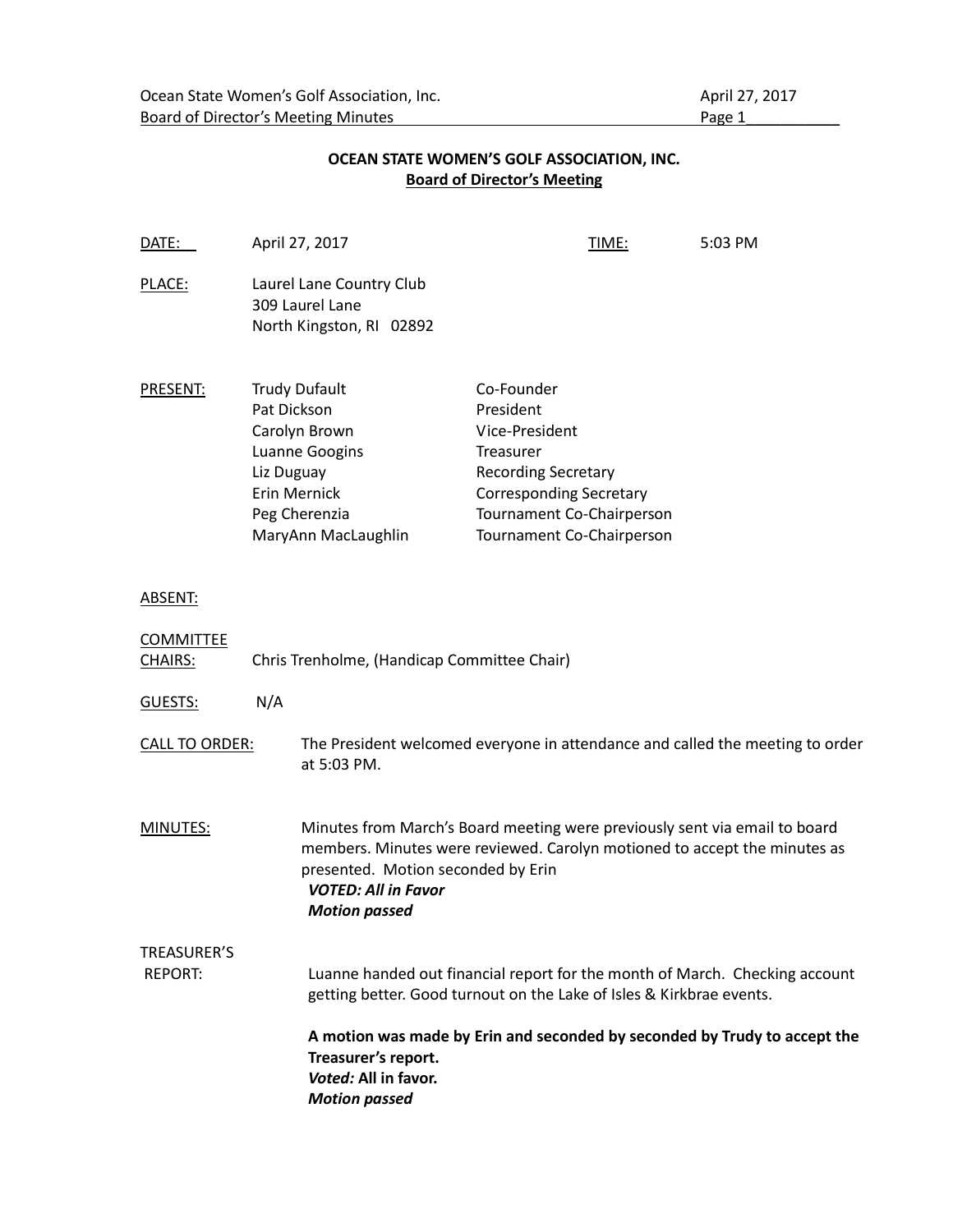# OCEAN STATE WOMEN'S GOLF ASSOCIATION, INC.

## Board of Director's Meeting

DATE: April 27, 2017 TIME: 5:03 PM

PLACE: Laurel Lane Country Club
309 Laurel Lane
North Kingston, RI 02892

PRESENT:

| Name | Position |
|---|---|
| Trudy Dufault | Co-Founder |
| Pat Dickson | President |
| Carolyn Brown | Vice-President |
| Luanne Googins | Treasurer |
| Liz Duguay | Recording Secretary |
| Erin Mernick | Corresponding Secretary |
| Peg Cherenzia | Tournament Co-Chairperson |
| MaryAnn MacLaughlin | Tournament Co-Chairperson |

ABSENT:

COMMITTEE CHAIRS: Chris Trenholme, (Handicap Committee Chair)

GUESTS: N/A

CALL TO ORDER: The President welcomed everyone in attendance and called the meeting to order at 5:03 PM.

MINUTES: Minutes from March's Board meeting were previously sent via email to board members. Minutes were reviewed. Carolyn motioned to accept the minutes as presented. Motion seconded by Erin

***VOTED: All in Favor***
***Motion passed***

TREASURER'S REPORT: Luanne handed out financial report for the month of March. Checking account getting better. Good turnout on the Lake of Isles & Kirkbrae events.

**A motion was made by Erin and seconded by seconded by Trudy to accept the Treasurer's report.**
***Voted:*** **All in favor.**
***Motion passed***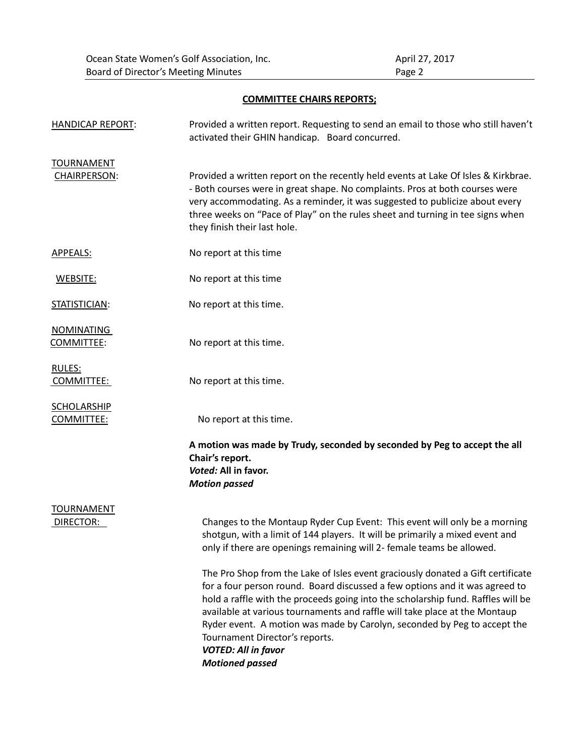## COMMITTEE CHAIRS REPORTS;

**HANDICAP REPORT:** Provided a written report. Requesting to send an email to those who still haven't activated their GHIN handicap. Board concurred.

**TOURNAMENT CHAIRPERSON:** Provided a written report on the recently held events at Lake Of Isles & Kirkbrae. - Both courses were in great shape. No complaints. Pros at both courses were very accommodating. As a reminder, it was suggested to publicize about every three weeks on "Pace of Play" on the rules sheet and turning in tee signs when they finish their last hole.

**APPEALS:** No report at this time

**WEBSITE:** No report at this time

**STATISTICIAN:** No report at this time.

**NOMINATING COMMITTEE:** No report at this time.

**RULES: COMMITTEE:** No report at this time.

**SCHOLARSHIP COMMITTEE:** No report at this time.

**A motion was made by Trudy, seconded by seconded by Peg to accept the all Chair's report.**
***Voted:* All in favor.**
***Motion passed***

**TOURNAMENT DIRECTOR:** Changes to the Montaup Ryder Cup Event: This event will only be a morning shotgun, with a limit of 144 players. It will be primarily a mixed event and only if there are openings remaining will 2- female teams be allowed.

The Pro Shop from the Lake of Isles event graciously donated a Gift certificate for a four person round. Board discussed a few options and it was agreed to hold a raffle with the proceeds going into the scholarship fund. Raffles will be available at various tournaments and raffle will take place at the Montaup Ryder event. A motion was made by Carolyn, seconded by Peg to accept the Tournament Director's reports.
***VOTED: All in favor***
***Motioned passed***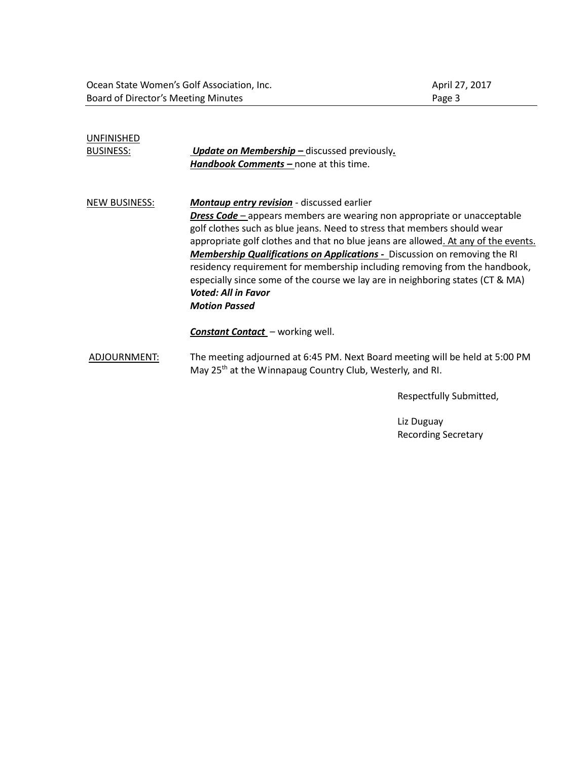UNFINISHED BUSINESS:

***Update on Membership –*** discussed previously**.**
***Handbook Comments –*** none at this time.

NEW BUSINESS:

***Montaup entry revision*** - discussed earlier
***Dress Code*** – appears members are wearing non appropriate or unacceptable golf clothes such as blue jeans. Need to stress that members should wear appropriate golf clothes and that no blue jeans are allowed. At any of the events.
***Membership Qualifications on Applications -*** Discussion on removing the RI residency requirement for membership including removing from the handbook, especially since some of the course we lay are in neighboring states (CT & MA)
***Voted: All in Favor***
***Motion Passed***

***Constant Contact*** – working well.

ADJOURNMENT:

The meeting adjourned at 6:45 PM. Next Board meeting will be held at 5:00 PM May 25th at the Winnapaug Country Club, Westerly, and RI.

Respectfully Submitted,

Liz Duguay
Recording Secretary